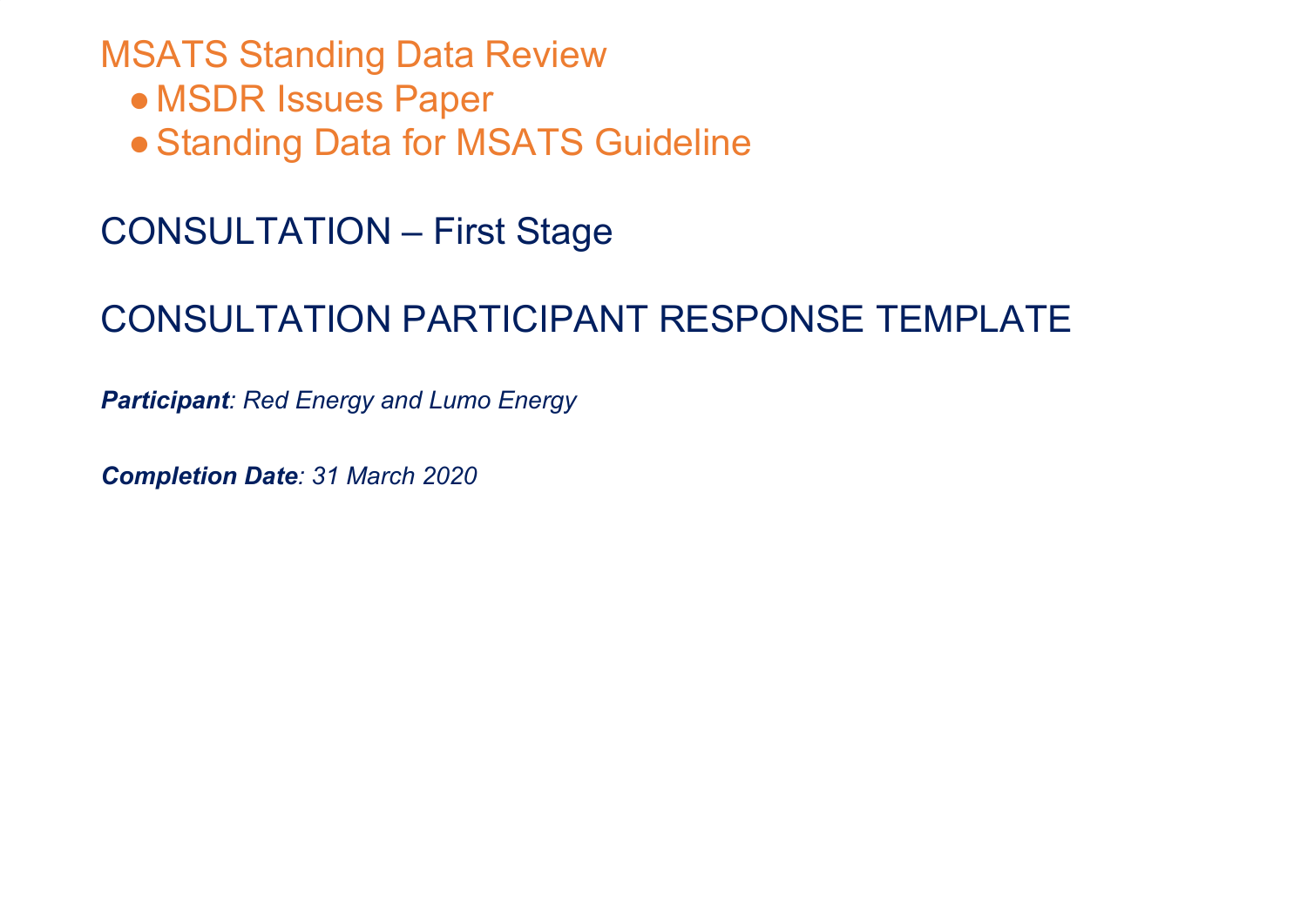# MSATS Standing Data Review

- MSDR Issues Paper
- Standing Data for MSATS Guideline

## CONSULTATION – First Stage

## CONSULTATION PARTICIPANT RESPONSE TEMPLATE

***Participant**: Red Energy and Lumo Energy*

***Completion Date**: 31 March 2020*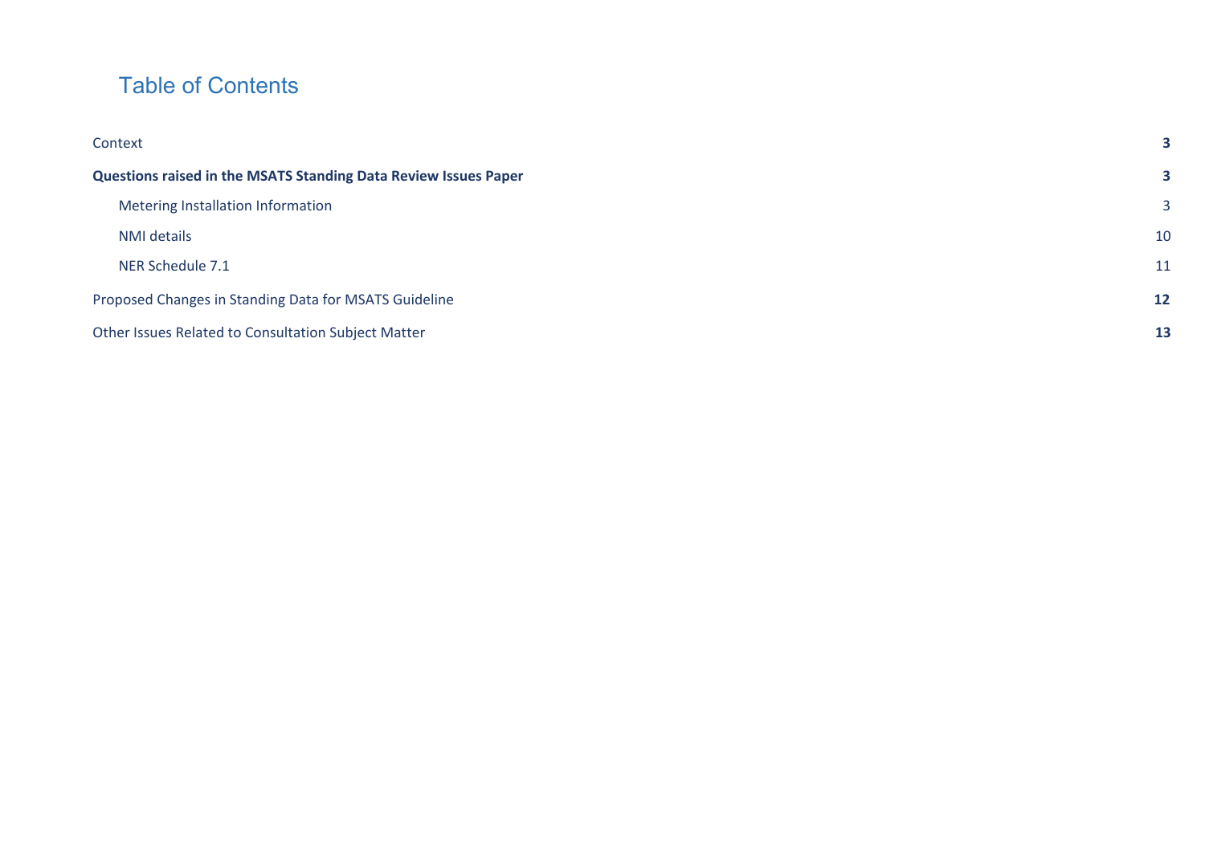# Table of Contents

| | |
|---|---|
| Context | **3** |
| **Questions raised in the MSATS Standing Data Review Issues Paper** | **3** |
| Metering Installation Information | 3 |
| NMI details | 10 |
| NER Schedule 7.1 | 11 |
| Proposed Changes in Standing Data for MSATS Guideline | **12** |
| Other Issues Related to Consultation Subject Matter | **13** |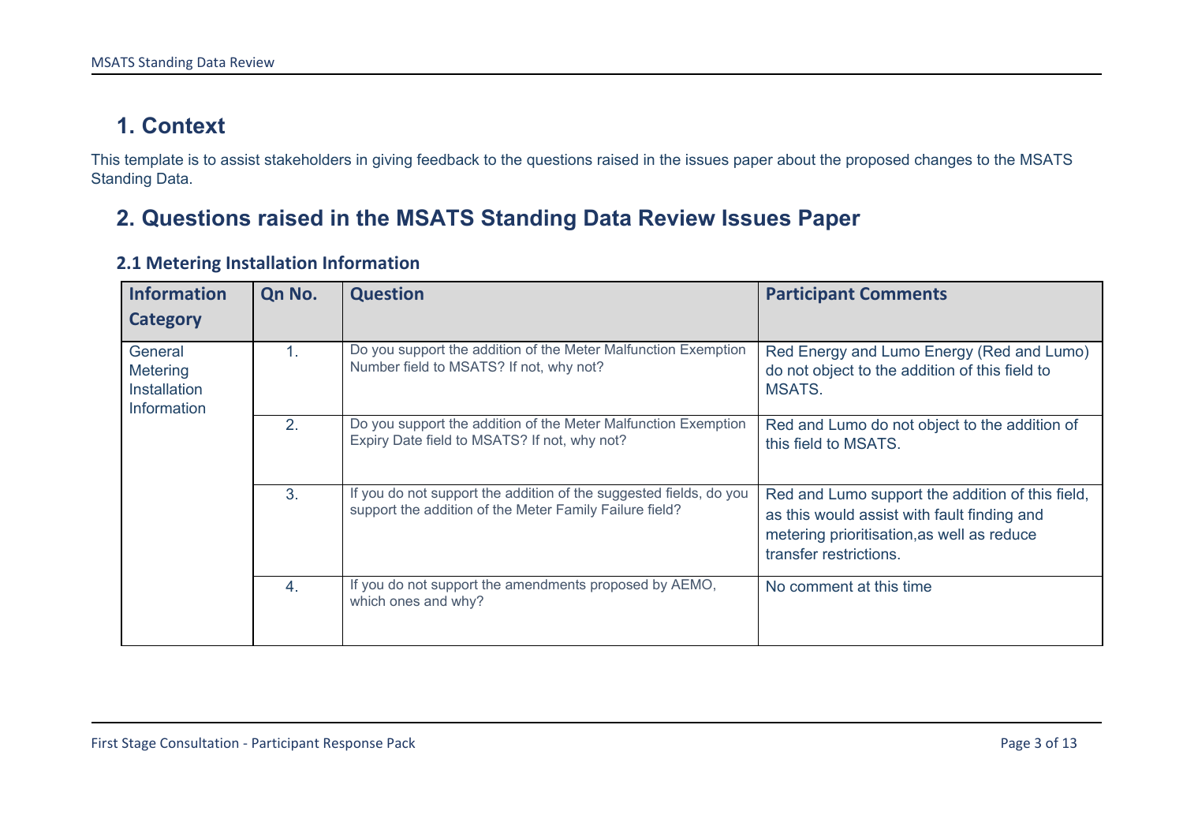# 1. Context

This template is to assist stakeholders in giving feedback to the questions raised in the issues paper about the proposed changes to the MSATS Standing Data.

# 2. Questions raised in the MSATS Standing Data Review Issues Paper

## 2.1 Metering Installation Information

| Information Category | Qn No. | Question | Participant Comments |
|---|---|---|---|
| General Metering Installation Information | 1. | Do you support the addition of the Meter Malfunction Exemption Number field to MSATS? If not, why not? | Red Energy and Lumo Energy (Red and Lumo) do not object to the addition of this field to MSATS. |
| | 2. | Do you support the addition of the Meter Malfunction Exemption Expiry Date field to MSATS? If not, why not? | Red and Lumo do not object to the addition of this field to MSATS. |
| | 3. | If you do not support the addition of the suggested fields, do you support the addition of the Meter Family Failure field? | Red and Lumo support the addition of this field, as this would assist with fault finding and metering prioritisation,as well as reduce transfer restrictions. |
| | 4. | If you do not support the amendments proposed by AEMO, which ones and why? | No comment at this time |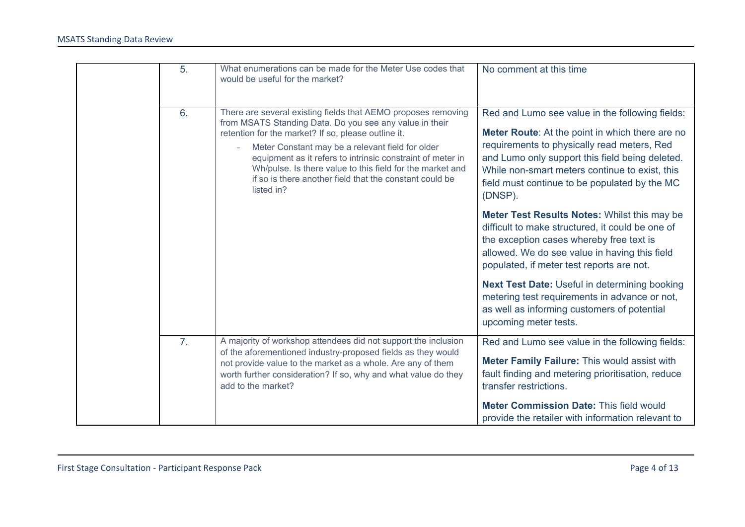| | | | |
|---|---|---|---|
| | 5. | What enumerations can be made for the Meter Use codes that would be useful for the market? | No comment at this time |
| | 6. | There are several existing fields that AEMO proposes removing from MSATS Standing Data. Do you see any value in their retention for the market? If so, please outline it.<br>- Meter Constant may be a relevant field for older equipment as it refers to intrinsic constraint of meter in Wh/pulse. Is there value to this field for the market and if so is there another field that the constant could be listed in? | Red and Lumo see value in the following fields:<br><br>**Meter Route**: At the point in which there are no requirements to physically read meters, Red and Lumo only support this field being deleted. While non-smart meters continue to exist, this field must continue to be populated by the MC (DNSP).<br><br>**Meter Test Results Notes:** Whilst this may be difficult to make structured, it could be one of the exception cases whereby free text is allowed. We do see value in having this field populated, if meter test reports are not.<br><br>**Next Test Date:** Useful in determining booking metering test requirements in advance or not, as well as informing customers of potential upcoming meter tests. |
| | 7. | A majority of workshop attendees did not support the inclusion of the aforementioned industry-proposed fields as they would not provide value to the market as a whole. Are any of them worth further consideration? If so, why and what value do they add to the market? | Red and Lumo see value in the following fields:<br><br>**Meter Family Failure:** This would assist with fault finding and metering prioritisation, reduce transfer restrictions.<br><br>**Meter Commission Date:** This field would provide the retailer with information relevant to |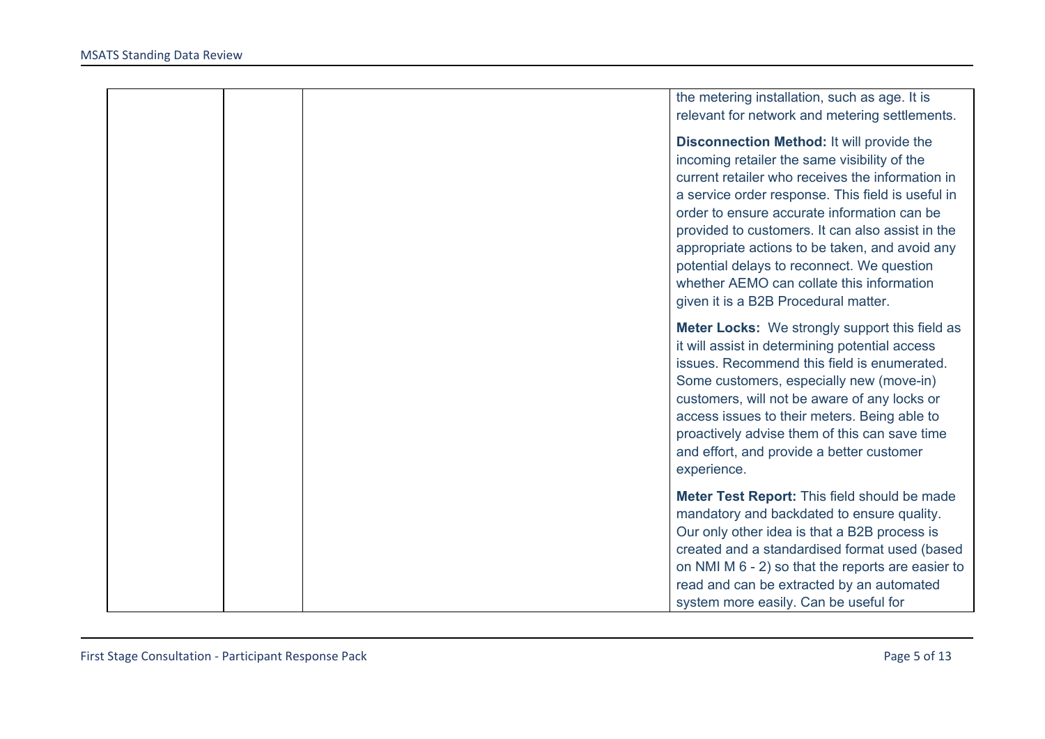|  |  |  | the metering installation, such as age. It is relevant for network and metering settlements.<br><br>**Disconnection Method:** It will provide the incoming retailer the same visibility of the current retailer who receives the information in a service order response. This field is useful in order to ensure accurate information can be provided to customers. It can also assist in the appropriate actions to be taken, and avoid any potential delays to reconnect. We question whether AEMO can collate this information given it is a B2B Procedural matter.<br><br>**Meter Locks:** We strongly support this field as it will assist in determining potential access issues. Recommend this field is enumerated. Some customers, especially new (move-in) customers, will not be aware of any locks or access issues to their meters. Being able to proactively advise them of this can save time and effort, and provide a better customer experience.<br><br>**Meter Test Report:** This field should be made mandatory and backdated to ensure quality. Our only other idea is that a B2B process is created and a standardised format used (based on NMI M 6 - 2) so that the reports are easier to read and can be extracted by an automated system more easily. Can be useful for |
|---|---|---|---|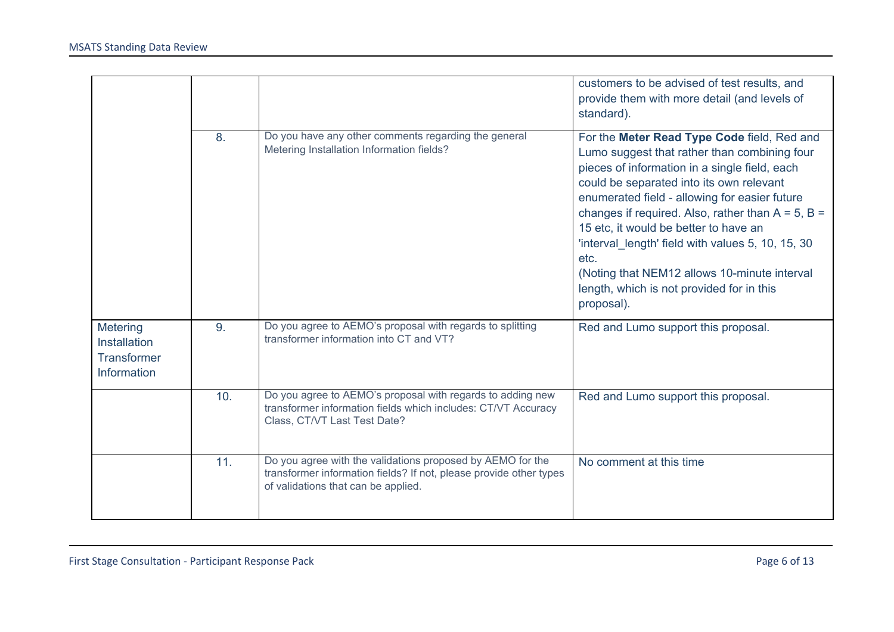| | | | |
|---|---|---|---|
| | | | customers to be advised of test results, and provide them with more detail (and levels of standard). |
| | 8. | Do you have any other comments regarding the general Metering Installation Information fields? | For the **Meter Read Type Code** field, Red and Lumo suggest that rather than combining four pieces of information in a single field, each could be separated into its own relevant enumerated field - allowing for easier future changes if required. Also, rather than A = 5, B = 15 etc, it would be better to have an 'interval_length' field with values 5, 10, 15, 30 etc.<br>(Noting that NEM12 allows 10-minute interval length, which is not provided for in this proposal). |
| Metering Installation Transformer Information | 9. | Do you agree to AEMO's proposal with regards to splitting transformer information into CT and VT? | Red and Lumo support this proposal. |
| | 10. | Do you agree to AEMO's proposal with regards to adding new transformer information fields which includes: CT/VT Accuracy Class, CT/VT Last Test Date? | Red and Lumo support this proposal. |
| | 11. | Do you agree with the validations proposed by AEMO for the transformer information fields? If not, please provide other types of validations that can be applied. | No comment at this time |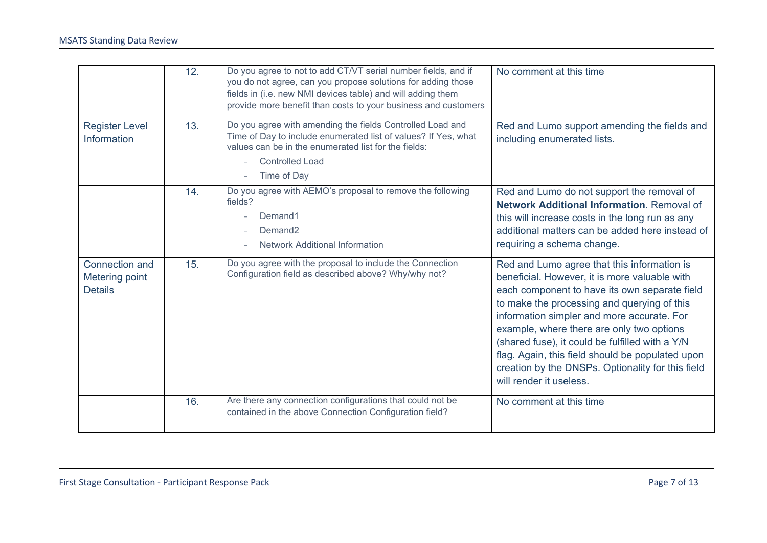| | | | |
|---|---|---|---|
| | 12. | Do you agree to not to add CT/VT serial number fields, and if you do not agree, can you propose solutions for adding those fields in (i.e. new NMI devices table) and will adding them provide more benefit than costs to your business and customers | No comment at this time |
| Register Level Information | 13. | Do you agree with amending the fields Controlled Load and Time of Day to include enumerated list of values? If Yes, what values can be in the enumerated list for the fields:<br>- Controlled Load<br>- Time of Day | Red and Lumo support amending the fields and including enumerated lists. |
| | 14. | Do you agree with AEMO's proposal to remove the following fields?<br>- Demand1<br>- Demand2<br>- Network Additional Information | Red and Lumo do not support the removal of **Network Additional Information**. Removal of this will increase costs in the long run as any additional matters can be added here instead of requiring a schema change. |
| Connection and Metering point Details | 15. | Do you agree with the proposal to include the Connection Configuration field as described above? Why/why not? | Red and Lumo agree that this information is beneficial. However, it is more valuable with each component to have its own separate field to make the processing and querying of this information simpler and more accurate. For example, where there are only two options (shared fuse), it could be fulfilled with a Y/N flag. Again, this field should be populated upon creation by the DNSPs. Optionality for this field will render it useless. |
| | 16. | Are there any connection configurations that could not be contained in the above Connection Configuration field? | No comment at this time |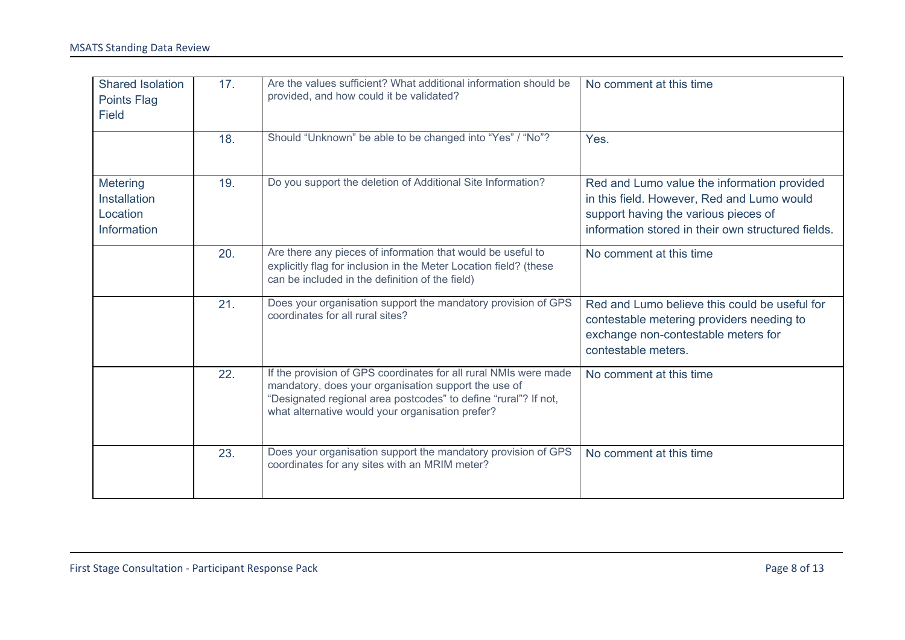| Shared Isolation Points Flag Field | 17. | Are the values sufficient? What additional information should be provided, and how could it be validated? | No comment at this time |
|---|---|---|---|
| | 18. | Should "Unknown" be able to be changed into "Yes" / "No"? | Yes. |
| Metering Installation Location Information | 19. | Do you support the deletion of Additional Site Information? | Red and Lumo value the information provided in this field. However, Red and Lumo would support having the various pieces of information stored in their own structured fields. |
| | 20. | Are there any pieces of information that would be useful to explicitly flag for inclusion in the Meter Location field? (these can be included in the definition of the field) | No comment at this time |
| | 21. | Does your organisation support the mandatory provision of GPS coordinates for all rural sites? | Red and Lumo believe this could be useful for contestable metering providers needing to exchange non-contestable meters for contestable meters. |
| | 22. | If the provision of GPS coordinates for all rural NMIs were made mandatory, does your organisation support the use of "Designated regional area postcodes" to define "rural"? If not, what alternative would your organisation prefer? | No comment at this time |
| | 23. | Does your organisation support the mandatory provision of GPS coordinates for any sites with an MRIM meter? | No comment at this time |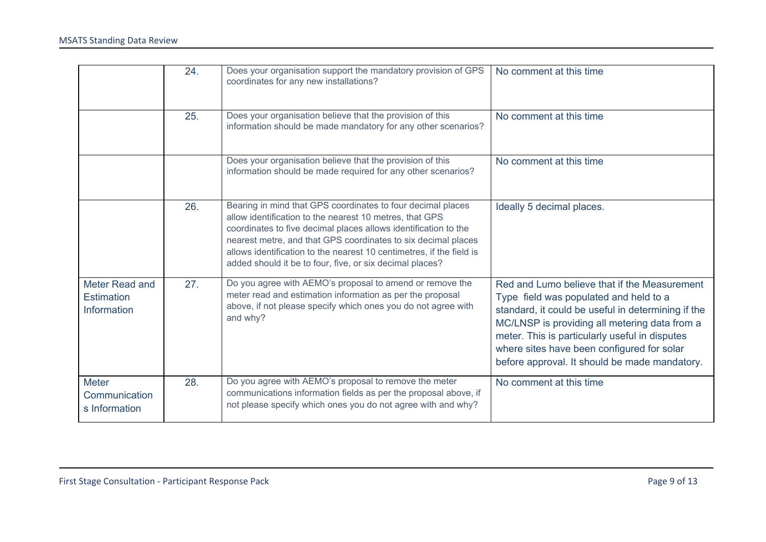|  |  |  |  |
|---|---|---|---|
|  | 24. | Does your organisation support the mandatory provision of GPS coordinates for any new installations? | No comment at this time |
|  | 25. | Does your organisation believe that the provision of this information should be made mandatory for any other scenarios? | No comment at this time |
|  |  | Does your organisation believe that the provision of this information should be made required for any other scenarios? | No comment at this time |
|  | 26. | Bearing in mind that GPS coordinates to four decimal places allow identification to the nearest 10 metres, that GPS coordinates to five decimal places allows identification to the nearest metre, and that GPS coordinates to six decimal places allows identification to the nearest 10 centimetres, if the field is added should it be to four, five, or six decimal places? | Ideally 5 decimal places. |
| Meter Read and Estimation Information | 27. | Do you agree with AEMO's proposal to amend or remove the meter read and estimation information as per the proposal above, if not please specify which ones you do not agree with and why? | Red and Lumo believe that if the Measurement Type field was populated and held to a standard, it could be useful in determining if the MC/LNSP is providing all metering data from a meter. This is particularly useful in disputes where sites have been configured for solar before approval. It should be made mandatory. |
| Meter Communications Information | 28. | Do you agree with AEMO's proposal to remove the meter communications information fields as per the proposal above, if not please specify which ones you do not agree with and why? | No comment at this time |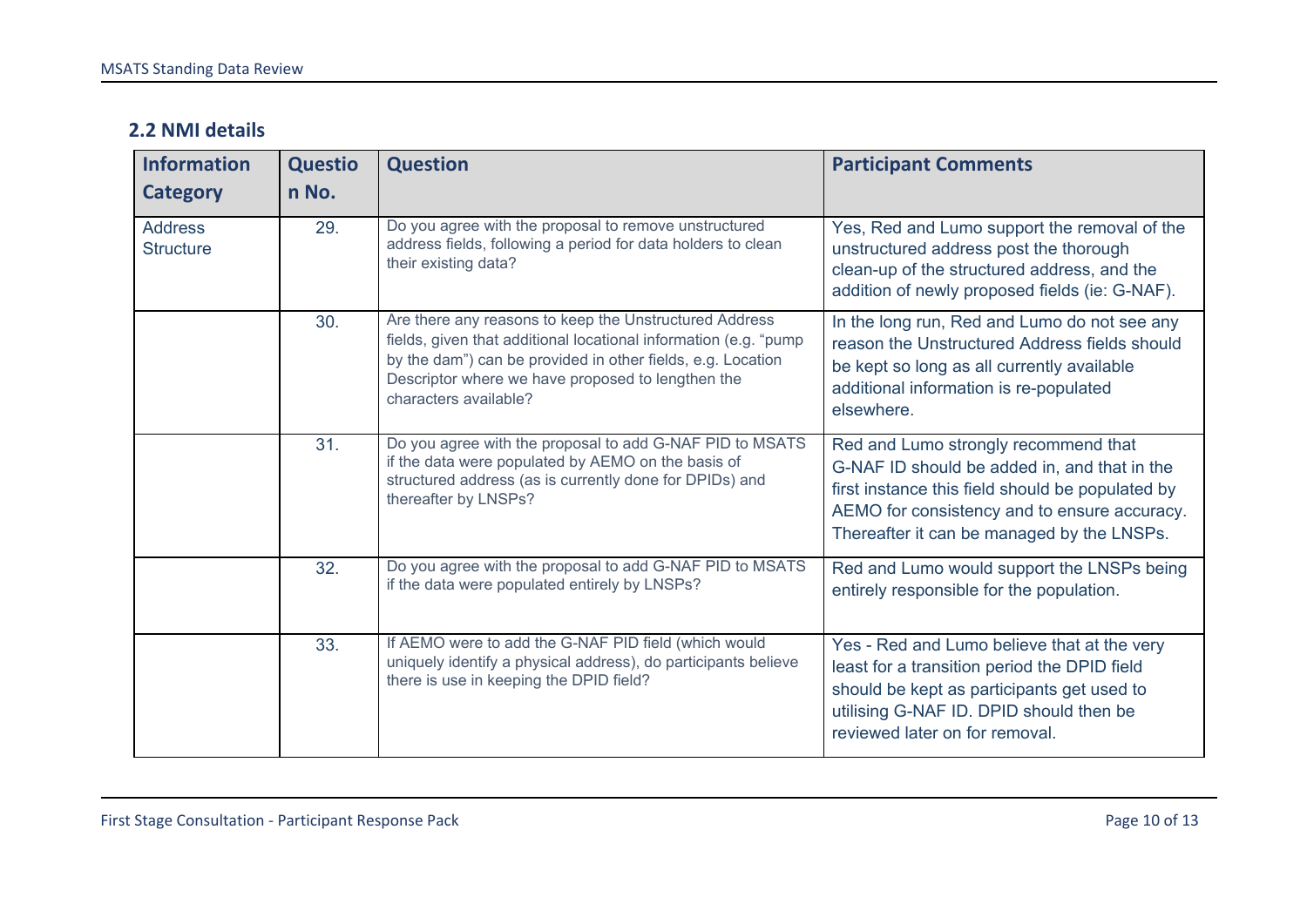## 2.2 NMI details

| Information Category | Question No. | Question | Participant Comments |
|---|---|---|---|
| Address Structure | 29. | Do you agree with the proposal to remove unstructured address fields, following a period for data holders to clean their existing data? | Yes, Red and Lumo support the removal of the unstructured address post the thorough clean-up of the structured address, and the addition of newly proposed fields (ie: G-NAF). |
| | 30. | Are there any reasons to keep the Unstructured Address fields, given that additional locational information (e.g. "pump by the dam") can be provided in other fields, e.g. Location Descriptor where we have proposed to lengthen the characters available? | In the long run, Red and Lumo do not see any reason the Unstructured Address fields should be kept so long as all currently available additional information is re-populated elsewhere. |
| | 31. | Do you agree with the proposal to add G-NAF PID to MSATS if the data were populated by AEMO on the basis of structured address (as is currently done for DPIDs) and thereafter by LNSPs? | Red and Lumo strongly recommend that G-NAF ID should be added in, and that in the first instance this field should be populated by AEMO for consistency and to ensure accuracy. Thereafter it can be managed by the LNSPs. |
| | 32. | Do you agree with the proposal to add G-NAF PID to MSATS if the data were populated entirely by LNSPs? | Red and Lumo would support the LNSPs being entirely responsible for the population. |
| | 33. | If AEMO were to add the G-NAF PID field (which would uniquely identify a physical address), do participants believe there is use in keeping the DPID field? | Yes - Red and Lumo believe that at the very least for a transition period the DPID field should be kept as participants get used to utilising G-NAF ID. DPID should then be reviewed later on for removal. |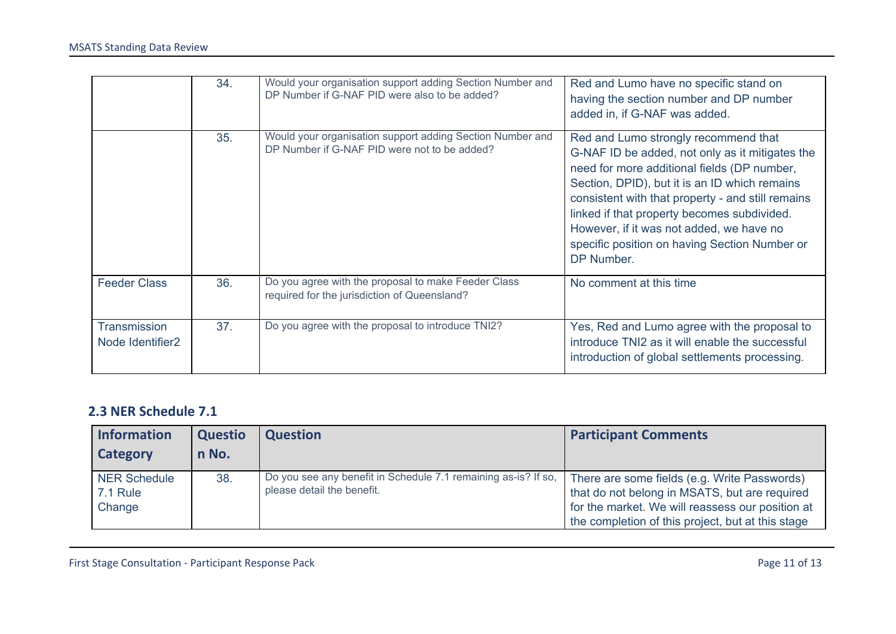| | | | |
|---|---|---|---|
| | 34. | Would your organisation support adding Section Number and DP Number if G-NAF PID were also to be added? | Red and Lumo have no specific stand on having the section number and DP number added in, if G-NAF was added. |
| | 35. | Would your organisation support adding Section Number and DP Number if G-NAF PID were not to be added? | Red and Lumo strongly recommend that G-NAF ID be added, not only as it mitigates the need for more additional fields (DP number, Section, DPID), but it is an ID which remains consistent with that property - and still remains linked if that property becomes subdivided. However, if it was not added, we have no specific position on having Section Number or DP Number. |
| Feeder Class | 36. | Do you agree with the proposal to make Feeder Class required for the jurisdiction of Queensland? | No comment at this time |
| Transmission Node Identifier2 | 37. | Do you agree with the proposal to introduce TNI2? | Yes, Red and Lumo agree with the proposal to introduce TNI2 as it will enable the successful introduction of global settlements processing. |

## 2.3 NER Schedule 7.1

| Information Category | Question No. | Question | Participant Comments |
|---|---|---|---|
| NER Schedule 7.1 Rule Change | 38. | Do you see any benefit in Schedule 7.1 remaining as-is? If so, please detail the benefit. | There are some fields (e.g. Write Passwords) that do not belong in MSATS, but are required for the market. We will reassess our position at the completion of this project, but at this stage |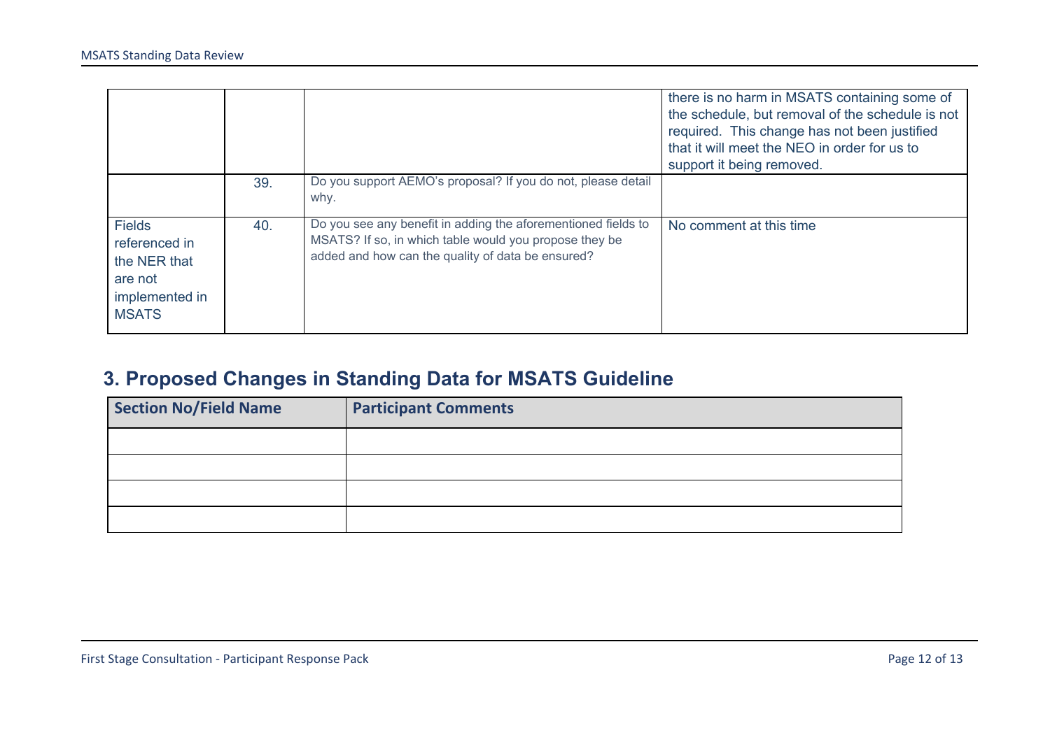|  |  |  | there is no harm in MSATS containing some of the schedule, but removal of the schedule is not required. This change has not been justified that it will meet the NEO in order for us to support it being removed. |
|---|---|---|---|
|  | 39. | Do you support AEMO's proposal? If you do not, please detail why. |  |
| Fields referenced in the NER that are not implemented in MSATS | 40. | Do you see any benefit in adding the aforementioned fields to MSATS? If so, in which table would you propose they be added and how can the quality of data be ensured? | No comment at this time |

## 3. Proposed Changes in Standing Data for MSATS Guideline

| Section No/Field Name | Participant Comments |
|---|---|
|  |  |
|  |  |
|  |  |
|  |  |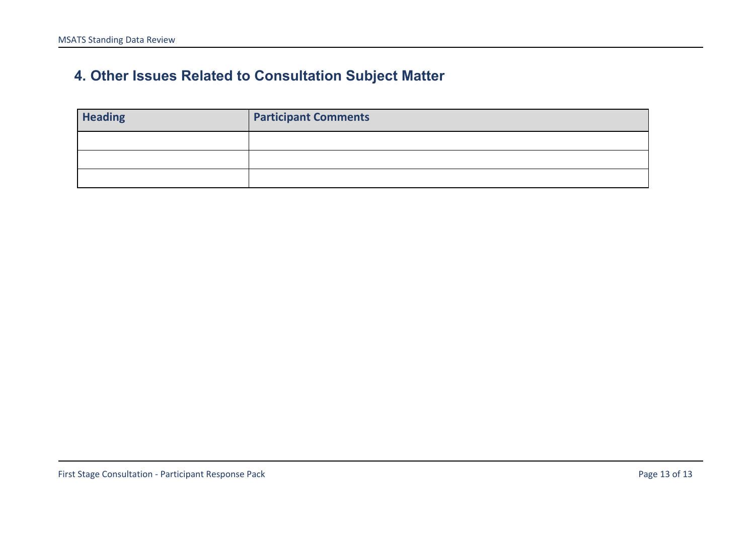## 4. Other Issues Related to Consultation Subject Matter

| Heading | Participant Comments |
|---|---|
| | |
| | |
| | |